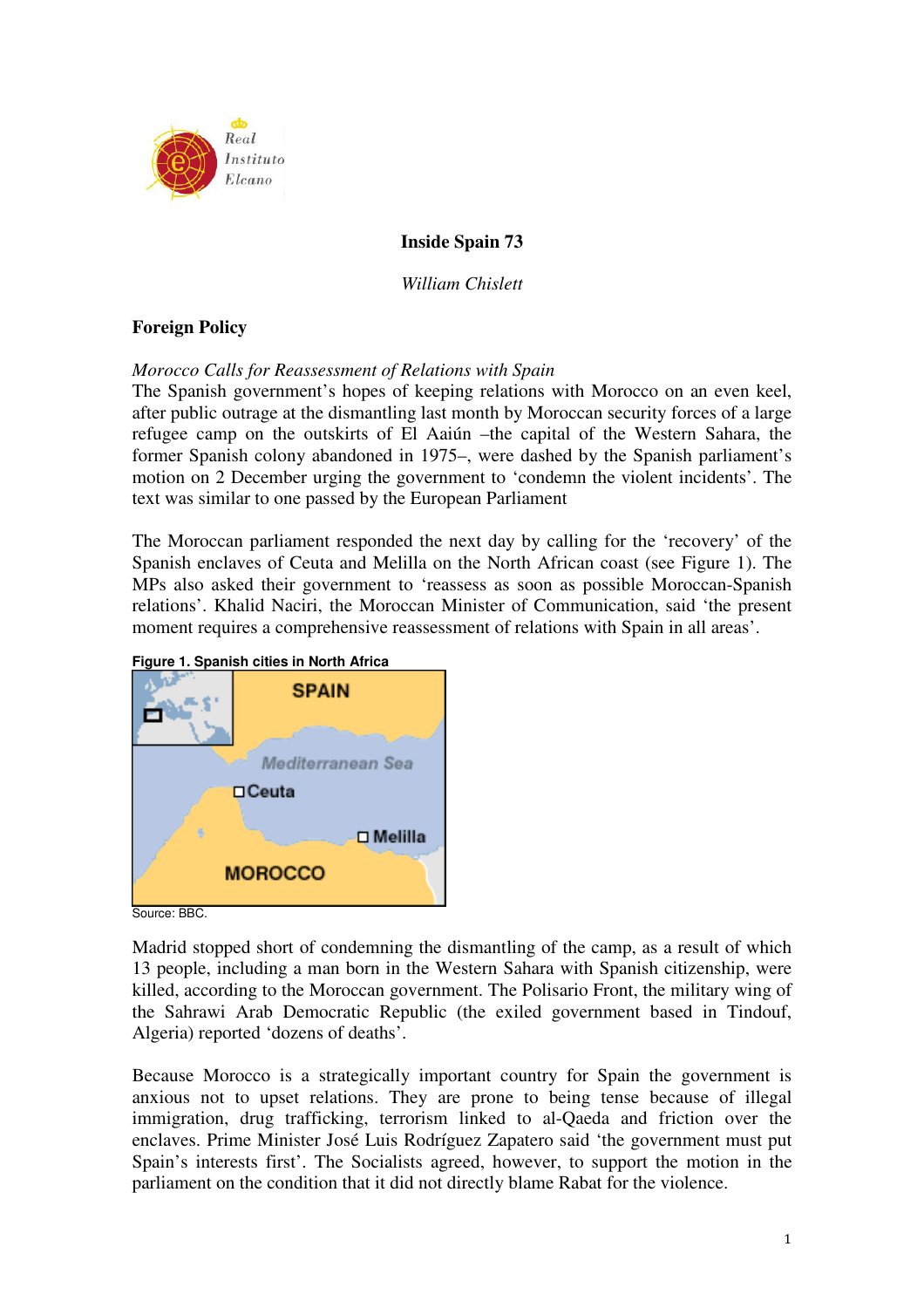# Inside Spain 73

*William Chislett*

## Foreign Policy

### *Morocco Calls for Reassessment of Relations with Spain*

The Spanish government's hopes of keeping relations with Morocco on an even keel, after public outrage at the dismantling last month by Moroccan security forces of a large refugee camp on the outskirts of El Aaiún –the capital of the Western Sahara, the former Spanish colony abandoned in 1975–, were dashed by the Spanish parliament's motion on 2 December urging the government to 'condemn the violent incidents'. The text was similar to one passed by the European Parliament

The Moroccan parliament responded the next day by calling for the 'recovery' of the Spanish enclaves of Ceuta and Melilla on the North African coast (see Figure 1). The MPs also asked their government to 'reassess as soon as possible Moroccan-Spanish relations'. Khalid Naciri, the Moroccan Minister of Communication, said 'the present moment requires a comprehensive reassessment of relations with Spain in all areas'.

**Figure 1. Spanish cities in North Africa**

Source: BBC.

Madrid stopped short of condemning the dismantling of the camp, as a result of which 13 people, including a man born in the Western Sahara with Spanish citizenship, were killed, according to the Moroccan government. The Polisario Front, the military wing of the Sahrawi Arab Democratic Republic (the exiled government based in Tindouf, Algeria) reported 'dozens of deaths'.

Because Morocco is a strategically important country for Spain the government is anxious not to upset relations. They are prone to being tense because of illegal immigration, drug trafficking, terrorism linked to al-Qaeda and friction over the enclaves. Prime Minister José Luis Rodríguez Zapatero said 'the government must put Spain's interests first'. The Socialists agreed, however, to support the motion in the parliament on the condition that it did not directly blame Rabat for the violence.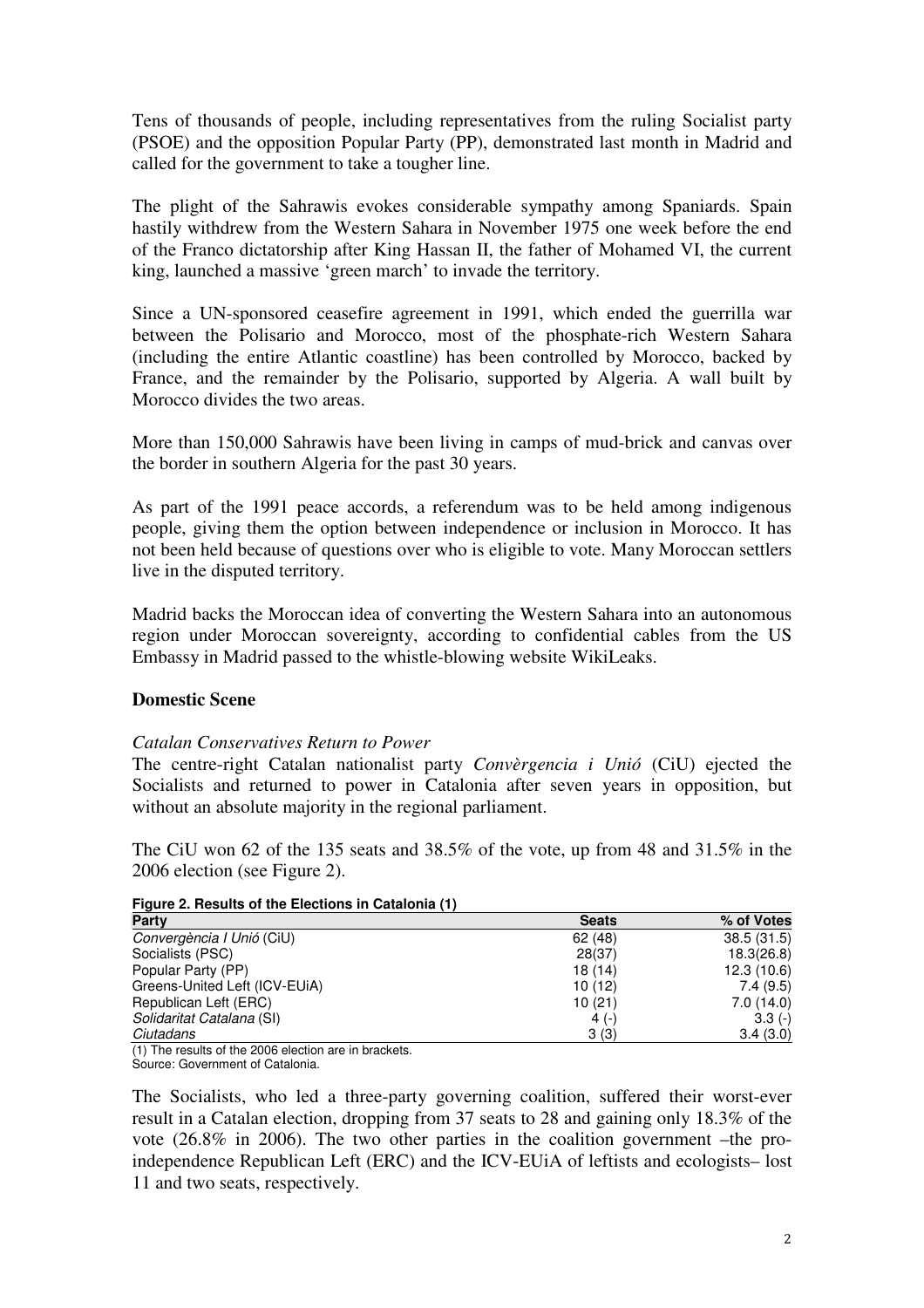Tens of thousands of people, including representatives from the ruling Socialist party (PSOE) and the opposition Popular Party (PP), demonstrated last month in Madrid and called for the government to take a tougher line.

The plight of the Sahrawis evokes considerable sympathy among Spaniards. Spain hastily withdrew from the Western Sahara in November 1975 one week before the end of the Franco dictatorship after King Hassan II, the father of Mohamed VI, the current king, launched a massive 'green march' to invade the territory.

Since a UN-sponsored ceasefire agreement in 1991, which ended the guerrilla war between the Polisario and Morocco, most of the phosphate-rich Western Sahara (including the entire Atlantic coastline) has been controlled by Morocco, backed by France, and the remainder by the Polisario, supported by Algeria. A wall built by Morocco divides the two areas.

More than 150,000 Sahrawis have been living in camps of mud-brick and canvas over the border in southern Algeria for the past 30 years.

As part of the 1991 peace accords, a referendum was to be held among indigenous people, giving them the option between independence or inclusion in Morocco. It has not been held because of questions over who is eligible to vote. Many Moroccan settlers live in the disputed territory.

Madrid backs the Moroccan idea of converting the Western Sahara into an autonomous region under Moroccan sovereignty, according to confidential cables from the US Embassy in Madrid passed to the whistle-blowing website WikiLeaks.

## Domestic Scene

*Catalan Conservatives Return to Power*

The centre-right Catalan nationalist party *Convèrgencia i Unió* (CiU) ejected the Socialists and returned to power in Catalonia after seven years in opposition, but without an absolute majority in the regional parliament.

The CiU won 62 of the 135 seats and 38.5% of the vote, up from 48 and 31.5% in the 2006 election (see Figure 2).

**Figure 2. Results of the Elections in Catalonia (1)**

| Party | Seats | % of Votes |
|---|---|---|
| *Convergència I Unió* (CiU) | 62 (48) | 38.5 (31.5) |
| Socialists (PSC) | 28(37) | 18.3(26.8) |
| Popular Party (PP) | 18 (14) | 12.3 (10.6) |
| Greens-United Left (ICV-EUiA) | 10 (12) | 7.4 (9.5) |
| Republican Left (ERC) | 10 (21) | 7.0 (14.0) |
| *Solidaritat Catalana* (SI) | 4 (-) | 3.3 (-) |
| *Ciutadans* | 3 (3) | 3.4 (3.0) |

(1) The results of the 2006 election are in brackets.
Source: Government of Catalonia.

The Socialists, who led a three-party governing coalition, suffered their worst-ever result in a Catalan election, dropping from 37 seats to 28 and gaining only 18.3% of the vote (26.8% in 2006). The two other parties in the coalition government –the pro-independence Republican Left (ERC) and the ICV-EUiA of leftists and ecologists– lost 11 and two seats, respectively.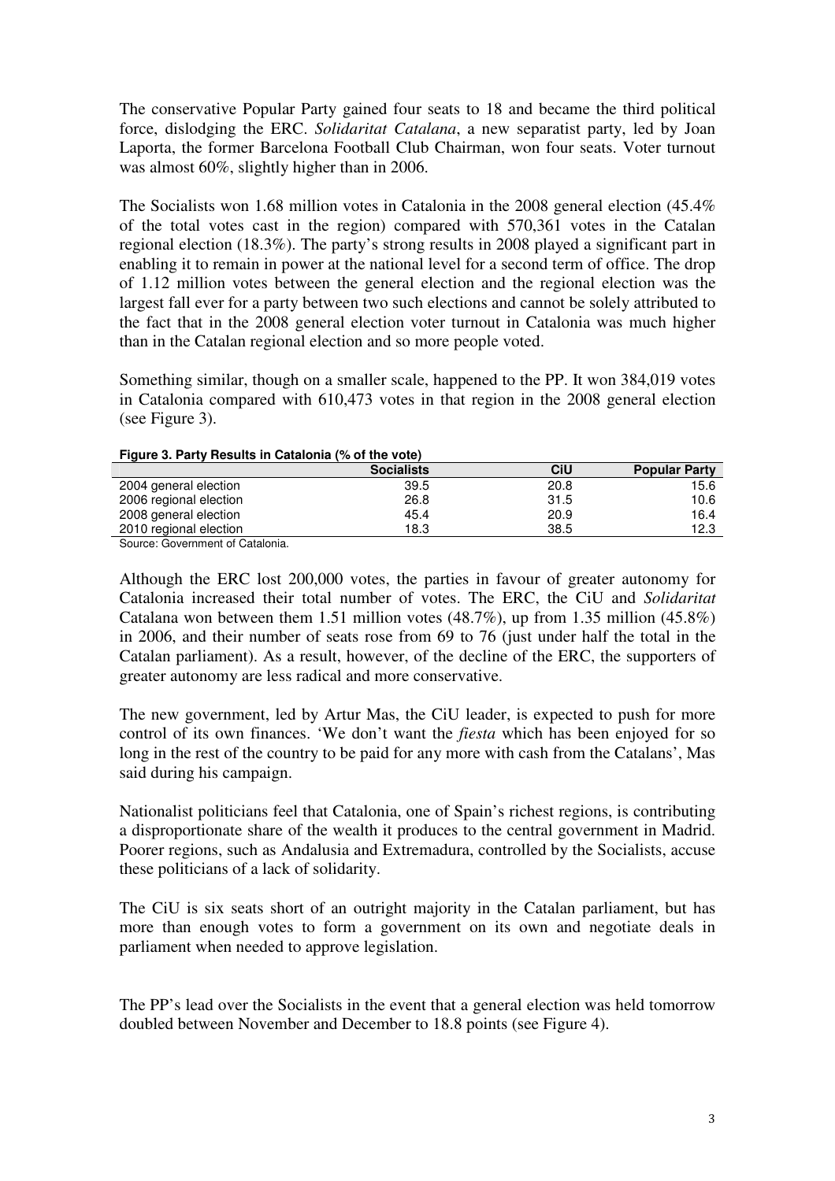The conservative Popular Party gained four seats to 18 and became the third political force, dislodging the ERC. *Solidaritat Catalana*, a new separatist party, led by Joan Laporta, the former Barcelona Football Club Chairman, won four seats. Voter turnout was almost 60%, slightly higher than in 2006.

The Socialists won 1.68 million votes in Catalonia in the 2008 general election (45.4% of the total votes cast in the region) compared with 570,361 votes in the Catalan regional election (18.3%). The party's strong results in 2008 played a significant part in enabling it to remain in power at the national level for a second term of office. The drop of 1.12 million votes between the general election and the regional election was the largest fall ever for a party between two such elections and cannot be solely attributed to the fact that in the 2008 general election voter turnout in Catalonia was much higher than in the Catalan regional election and so more people voted.

Something similar, though on a smaller scale, happened to the PP. It won 384,019 votes in Catalonia compared with 610,473 votes in that region in the 2008 general election (see Figure 3).

**Figure 3. Party Results in Catalonia (% of the vote)**

| | Socialists | CiU | Popular Party |
|---|---|---|---|
| 2004 general election | 39.5 | 20.8 | 15.6 |
| 2006 regional election | 26.8 | 31.5 | 10.6 |
| 2008 general election | 45.4 | 20.9 | 16.4 |
| 2010 regional election | 18.3 | 38.5 | 12.3 |

Source: Government of Catalonia.

Although the ERC lost 200,000 votes, the parties in favour of greater autonomy for Catalonia increased their total number of votes. The ERC, the CiU and *Solidaritat* Catalana won between them 1.51 million votes (48.7%), up from 1.35 million (45.8%) in 2006, and their number of seats rose from 69 to 76 (just under half the total in the Catalan parliament). As a result, however, of the decline of the ERC, the supporters of greater autonomy are less radical and more conservative.

The new government, led by Artur Mas, the CiU leader, is expected to push for more control of its own finances. 'We don't want the *fiesta* which has been enjoyed for so long in the rest of the country to be paid for any more with cash from the Catalans', Mas said during his campaign.

Nationalist politicians feel that Catalonia, one of Spain's richest regions, is contributing a disproportionate share of the wealth it produces to the central government in Madrid. Poorer regions, such as Andalusia and Extremadura, controlled by the Socialists, accuse these politicians of a lack of solidarity.

The CiU is six seats short of an outright majority in the Catalan parliament, but has more than enough votes to form a government on its own and negotiate deals in parliament when needed to approve legislation.

The PP's lead over the Socialists in the event that a general election was held tomorrow doubled between November and December to 18.8 points (see Figure 4).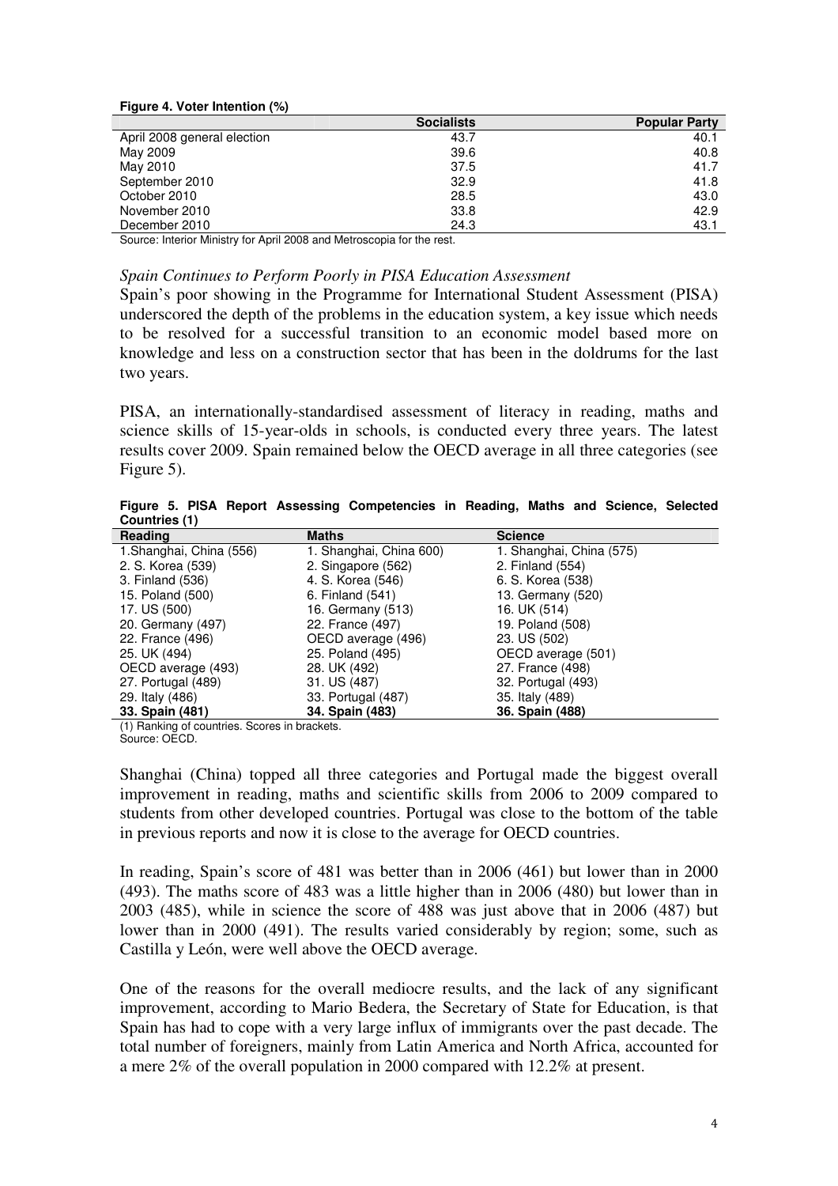**Figure 4. Voter Intention (%)**

| | Socialists | Popular Party |
|---|---|---|
| April 2008 general election | 43.7 | 40.1 |
| May 2009 | 39.6 | 40.8 |
| May 2010 | 37.5 | 41.7 |
| September 2010 | 32.9 | 41.8 |
| October 2010 | 28.5 | 43.0 |
| November 2010 | 33.8 | 42.9 |
| December 2010 | 24.3 | 43.1 |

Source: Interior Ministry for April 2008 and Metroscopia for the rest.

*Spain Continues to Perform Poorly in PISA Education Assessment*

Spain's poor showing in the Programme for International Student Assessment (PISA) underscored the depth of the problems in the education system, a key issue which needs to be resolved for a successful transition to an economic model based more on knowledge and less on a construction sector that has been in the doldrums for the last two years.

PISA, an internationally-standardised assessment of literacy in reading, maths and science skills of 15-year-olds in schools, is conducted every three years. The latest results cover 2009. Spain remained below the OECD average in all three categories (see Figure 5).

**Figure 5. PISA Report Assessing Competencies in Reading, Maths and Science, Selected Countries (1)**

| Reading | Maths | Science |
|---|---|---|
| 1.Shanghai, China (556) | 1. Shanghai, China 600) | 1. Shanghai, China (575) |
| 2. S. Korea (539) | 2. Singapore (562) | 2. Finland (554) |
| 3. Finland (536) | 4. S. Korea (546) | 6. S. Korea (538) |
| 15. Poland (500) | 6. Finland (541) | 13. Germany (520) |
| 17. US (500) | 16. Germany (513) | 16. UK (514) |
| 20. Germany (497) | 22. France (497) | 19. Poland (508) |
| 22. France (496) | OECD average (496) | 23. US (502) |
| 25. UK (494) | 25. Poland (495) | OECD average (501) |
| OECD average (493) | 28. UK (492) | 27. France (498) |
| 27. Portugal (489) | 31. US (487) | 32. Portugal (493) |
| 29. Italy (486) | 33. Portugal (487) | 35. Italy (489) |
| **33. Spain (481)** | **34. Spain (483)** | **36. Spain (488)** |

(1) Ranking of countries. Scores in brackets.
Source: OECD.

Shanghai (China) topped all three categories and Portugal made the biggest overall improvement in reading, maths and scientific skills from 2006 to 2009 compared to students from other developed countries. Portugal was close to the bottom of the table in previous reports and now it is close to the average for OECD countries.

In reading, Spain's score of 481 was better than in 2006 (461) but lower than in 2000 (493). The maths score of 483 was a little higher than in 2006 (480) but lower than in 2003 (485), while in science the score of 488 was just above that in 2006 (487) but lower than in 2000 (491). The results varied considerably by region; some, such as Castilla y León, were well above the OECD average.

One of the reasons for the overall mediocre results, and the lack of any significant improvement, according to Mario Bedera, the Secretary of State for Education, is that Spain has had to cope with a very large influx of immigrants over the past decade. The total number of foreigners, mainly from Latin America and North Africa, accounted for a mere 2% of the overall population in 2000 compared with 12.2% at present.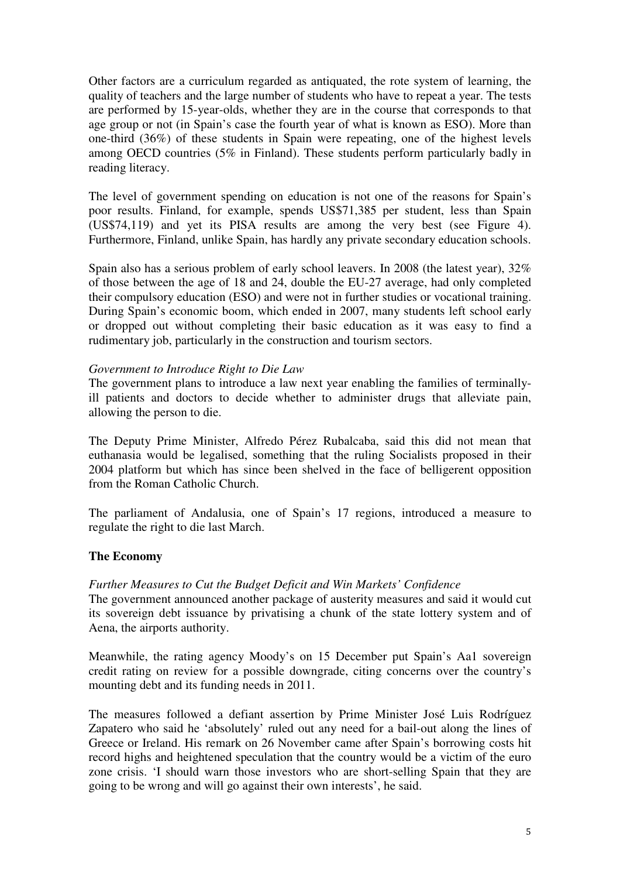Other factors are a curriculum regarded as antiquated, the rote system of learning, the quality of teachers and the large number of students who have to repeat a year. The tests are performed by 15-year-olds, whether they are in the course that corresponds to that age group or not (in Spain's case the fourth year of what is known as ESO). More than one-third (36%) of these students in Spain were repeating, one of the highest levels among OECD countries (5% in Finland). These students perform particularly badly in reading literacy.

The level of government spending on education is not one of the reasons for Spain's poor results. Finland, for example, spends US$71,385 per student, less than Spain (US$74,119) and yet its PISA results are among the very best (see Figure 4). Furthermore, Finland, unlike Spain, has hardly any private secondary education schools.

Spain also has a serious problem of early school leavers. In 2008 (the latest year), 32% of those between the age of 18 and 24, double the EU-27 average, had only completed their compulsory education (ESO) and were not in further studies or vocational training. During Spain's economic boom, which ended in 2007, many students left school early or dropped out without completing their basic education as it was easy to find a rudimentary job, particularly in the construction and tourism sectors.

*Government to Introduce Right to Die Law*

The government plans to introduce a law next year enabling the families of terminally-ill patients and doctors to decide whether to administer drugs that alleviate pain, allowing the person to die.

The Deputy Prime Minister, Alfredo Pérez Rubalcaba, said this did not mean that euthanasia would be legalised, something that the ruling Socialists proposed in their 2004 platform but which has since been shelved in the face of belligerent opposition from the Roman Catholic Church.

The parliament of Andalusia, one of Spain's 17 regions, introduced a measure to regulate the right to die last March.

**The Economy**

*Further Measures to Cut the Budget Deficit and Win Markets' Confidence*

The government announced another package of austerity measures and said it would cut its sovereign debt issuance by privatising a chunk of the state lottery system and of Aena, the airports authority.

Meanwhile, the rating agency Moody's on 15 December put Spain's Aa1 sovereign credit rating on review for a possible downgrade, citing concerns over the country's mounting debt and its funding needs in 2011.

The measures followed a defiant assertion by Prime Minister José Luis Rodríguez Zapatero who said he 'absolutely' ruled out any need for a bail-out along the lines of Greece or Ireland. His remark on 26 November came after Spain's borrowing costs hit record highs and heightened speculation that the country would be a victim of the euro zone crisis. 'I should warn those investors who are short-selling Spain that they are going to be wrong and will go against their own interests', he said.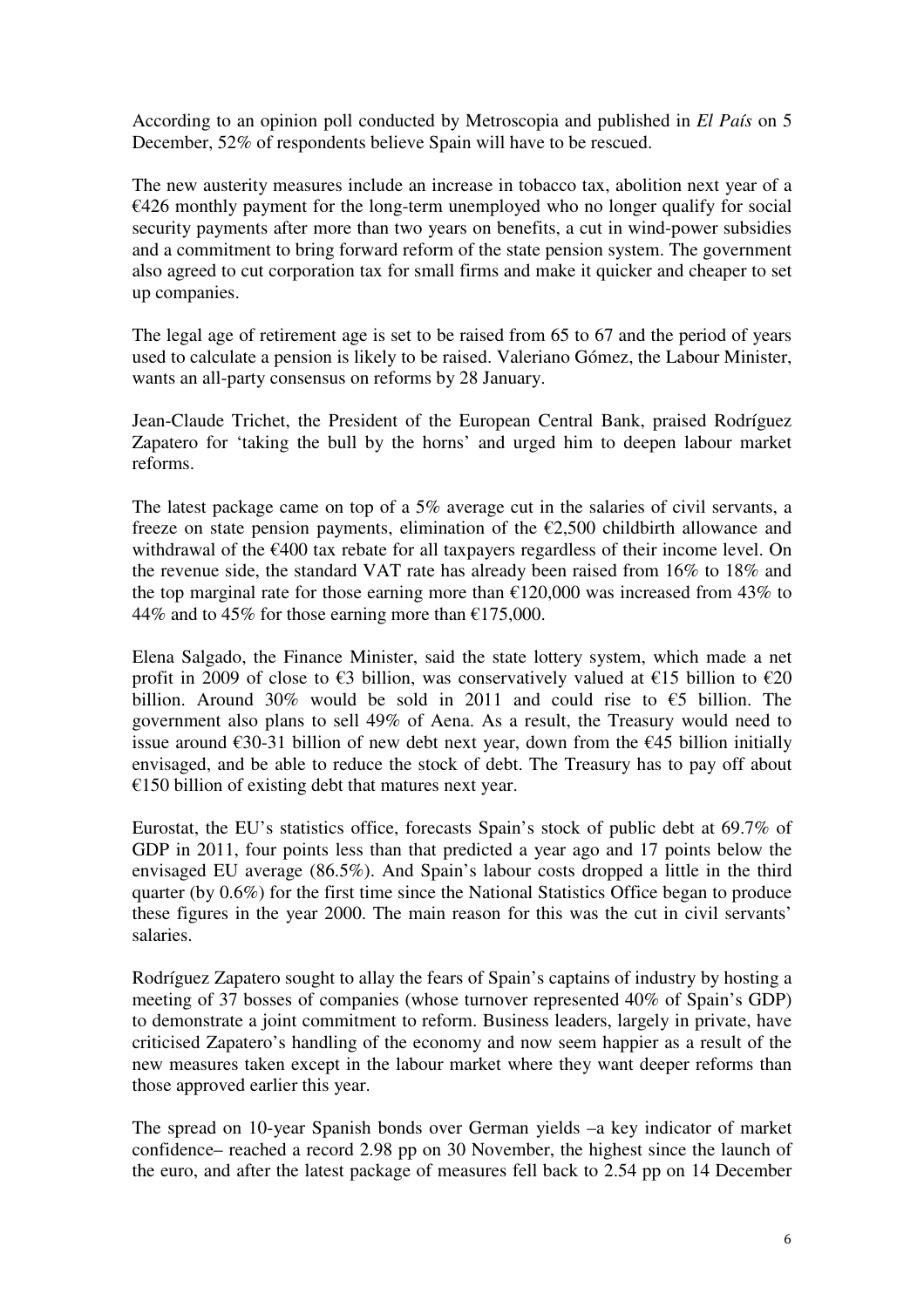According to an opinion poll conducted by Metroscopia and published in *El País* on 5 December, 52% of respondents believe Spain will have to be rescued.

The new austerity measures include an increase in tobacco tax, abolition next year of a €426 monthly payment for the long-term unemployed who no longer qualify for social security payments after more than two years on benefits, a cut in wind-power subsidies and a commitment to bring forward reform of the state pension system. The government also agreed to cut corporation tax for small firms and make it quicker and cheaper to set up companies.

The legal age of retirement age is set to be raised from 65 to 67 and the period of years used to calculate a pension is likely to be raised. Valeriano Gómez, the Labour Minister, wants an all-party consensus on reforms by 28 January.

Jean-Claude Trichet, the President of the European Central Bank, praised Rodríguez Zapatero for 'taking the bull by the horns' and urged him to deepen labour market reforms.

The latest package came on top of a 5% average cut in the salaries of civil servants, a freeze on state pension payments, elimination of the €2,500 childbirth allowance and withdrawal of the €400 tax rebate for all taxpayers regardless of their income level. On the revenue side, the standard VAT rate has already been raised from 16% to 18% and the top marginal rate for those earning more than €120,000 was increased from 43% to 44% and to 45% for those earning more than €175,000.

Elena Salgado, the Finance Minister, said the state lottery system, which made a net profit in 2009 of close to €3 billion, was conservatively valued at €15 billion to €20 billion. Around 30% would be sold in 2011 and could rise to €5 billion. The government also plans to sell 49% of Aena. As a result, the Treasury would need to issue around €30-31 billion of new debt next year, down from the €45 billion initially envisaged, and be able to reduce the stock of debt. The Treasury has to pay off about €150 billion of existing debt that matures next year.

Eurostat, the EU's statistics office, forecasts Spain's stock of public debt at 69.7% of GDP in 2011, four points less than that predicted a year ago and 17 points below the envisaged EU average (86.5%). And Spain's labour costs dropped a little in the third quarter (by 0.6%) for the first time since the National Statistics Office began to produce these figures in the year 2000. The main reason for this was the cut in civil servants' salaries.

Rodríguez Zapatero sought to allay the fears of Spain's captains of industry by hosting a meeting of 37 bosses of companies (whose turnover represented 40% of Spain's GDP) to demonstrate a joint commitment to reform. Business leaders, largely in private, have criticised Zapatero's handling of the economy and now seem happier as a result of the new measures taken except in the labour market where they want deeper reforms than those approved earlier this year.

The spread on 10-year Spanish bonds over German yields –a key indicator of market confidence– reached a record 2.98 pp on 30 November, the highest since the launch of the euro, and after the latest package of measures fell back to 2.54 pp on 14 December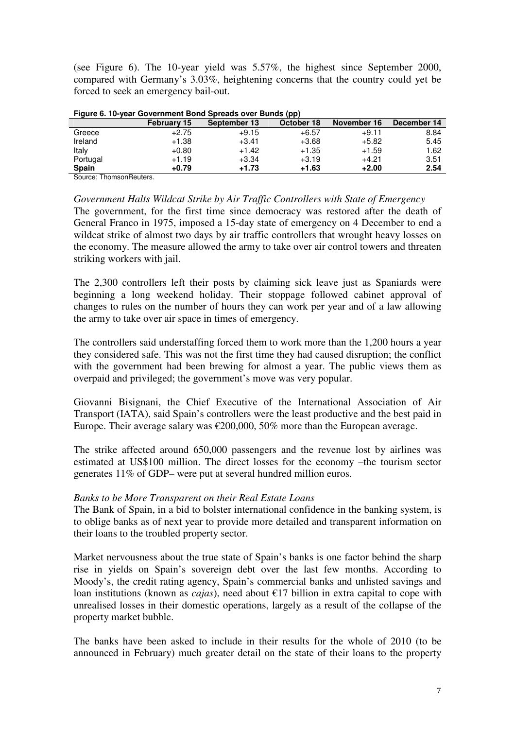(see Figure 6). The 10-year yield was 5.57%, the highest since September 2000, compared with Germany's 3.03%, heightening concerns that the country could yet be forced to seek an emergency bail-out.

**Figure 6. 10-year Government Bond Spreads over Bunds (pp)**

| | February 15 | September 13 | October 18 | November 16 | December 14 |
|---|---|---|---|---|---|
| Greece | +2.75 | +9.15 | +6.57 | +9.11 | 8.84 |
| Ireland | +1.38 | +3.41 | +3.68 | +5.82 | 5.45 |
| Italy | +0.80 | +1.42 | +1.35 | +1.59 | 1.62 |
| Portugal | +1.19 | +3.34 | +3.19 | +4.21 | 3.51 |
| **Spain** | **+0.79** | **+1.73** | **+1.63** | **+2.00** | **2.54** |

Source: ThomsonReuters.

*Government Halts Wildcat Strike by Air Traffic Controllers with State of Emergency*

The government, for the first time since democracy was restored after the death of General Franco in 1975, imposed a 15-day state of emergency on 4 December to end a wildcat strike of almost two days by air traffic controllers that wrought heavy losses on the economy. The measure allowed the army to take over air control towers and threaten striking workers with jail.

The 2,300 controllers left their posts by claiming sick leave just as Spaniards were beginning a long weekend holiday. Their stoppage followed cabinet approval of changes to rules on the number of hours they can work per year and of a law allowing the army to take over air space in times of emergency.

The controllers said understaffing forced them to work more than the 1,200 hours a year they considered safe. This was not the first time they had caused disruption; the conflict with the government had been brewing for almost a year. The public views them as overpaid and privileged; the government's move was very popular.

Giovanni Bisignani, the Chief Executive of the International Association of Air Transport (IATA), said Spain's controllers were the least productive and the best paid in Europe. Their average salary was €200,000, 50% more than the European average.

The strike affected around 650,000 passengers and the revenue lost by airlines was estimated at US$100 million. The direct losses for the economy –the tourism sector generates 11% of GDP– were put at several hundred million euros.

*Banks to be More Transparent on their Real Estate Loans*

The Bank of Spain, in a bid to bolster international confidence in the banking system, is to oblige banks as of next year to provide more detailed and transparent information on their loans to the troubled property sector.

Market nervousness about the true state of Spain's banks is one factor behind the sharp rise in yields on Spain's sovereign debt over the last few months. According to Moody's, the credit rating agency, Spain's commercial banks and unlisted savings and loan institutions (known as *cajas*), need about €17 billion in extra capital to cope with unrealised losses in their domestic operations, largely as a result of the collapse of the property market bubble.

The banks have been asked to include in their results for the whole of 2010 (to be announced in February) much greater detail on the state of their loans to the property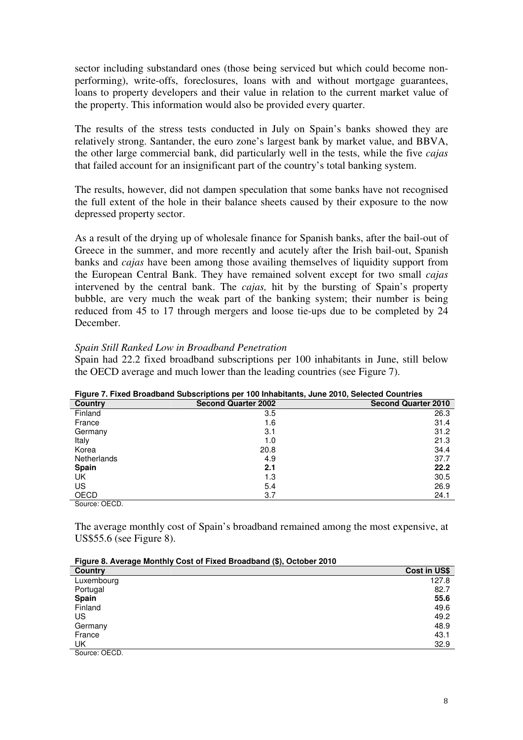sector including substandard ones (those being serviced but which could become non-performing), write-offs, foreclosures, loans with and without mortgage guarantees, loans to property developers and their value in relation to the current market value of the property. This information would also be provided every quarter.

The results of the stress tests conducted in July on Spain's banks showed they are relatively strong. Santander, the euro zone's largest bank by market value, and BBVA, the other large commercial bank, did particularly well in the tests, while the five *cajas* that failed account for an insignificant part of the country's total banking system.

The results, however, did not dampen speculation that some banks have not recognised the full extent of the hole in their balance sheets caused by their exposure to the now depressed property sector.

As a result of the drying up of wholesale finance for Spanish banks, after the bail-out of Greece in the summer, and more recently and acutely after the Irish bail-out, Spanish banks and *cajas* have been among those availing themselves of liquidity support from the European Central Bank. They have remained solvent except for two small *cajas* intervened by the central bank. The *cajas,* hit by the bursting of Spain's property bubble, are very much the weak part of the banking system; their number is being reduced from 45 to 17 through mergers and loose tie-ups due to be completed by 24 December.

*Spain Still Ranked Low in Broadband Penetration*

Spain had 22.2 fixed broadband subscriptions per 100 inhabitants in June, still below the OECD average and much lower than the leading countries (see Figure 7).

**Figure 7. Fixed Broadband Subscriptions per 100 Inhabitants, June 2010, Selected Countries**

| Country | Second Quarter 2002 | Second Quarter 2010 |
|---|---|---|
| Finland | 3.5 | 26.3 |
| France | 1.6 | 31.4 |
| Germany | 3.1 | 31.2 |
| Italy | 1.0 | 21.3 |
| Korea | 20.8 | 34.4 |
| Netherlands | 4.9 | 37.7 |
| **Spain** | **2.1** | **22.2** |
| UK | 1.3 | 30.5 |
| US | 5.4 | 26.9 |
| OECD | 3.7 | 24.1 |

Source: OECD.

The average monthly cost of Spain's broadband remained among the most expensive, at US$55.6 (see Figure 8).

**Figure 8. Average Monthly Cost of Fixed Broadband ($), October 2010**

| Country | Cost in US$ |
|---|---|
| Luxembourg | 127.8 |
| Portugal | 82.7 |
| **Spain** | **55.6** |
| Finland | 49.6 |
| US | 49.2 |
| Germany | 48.9 |
| France | 43.1 |
| UK | 32.9 |

Source: OECD.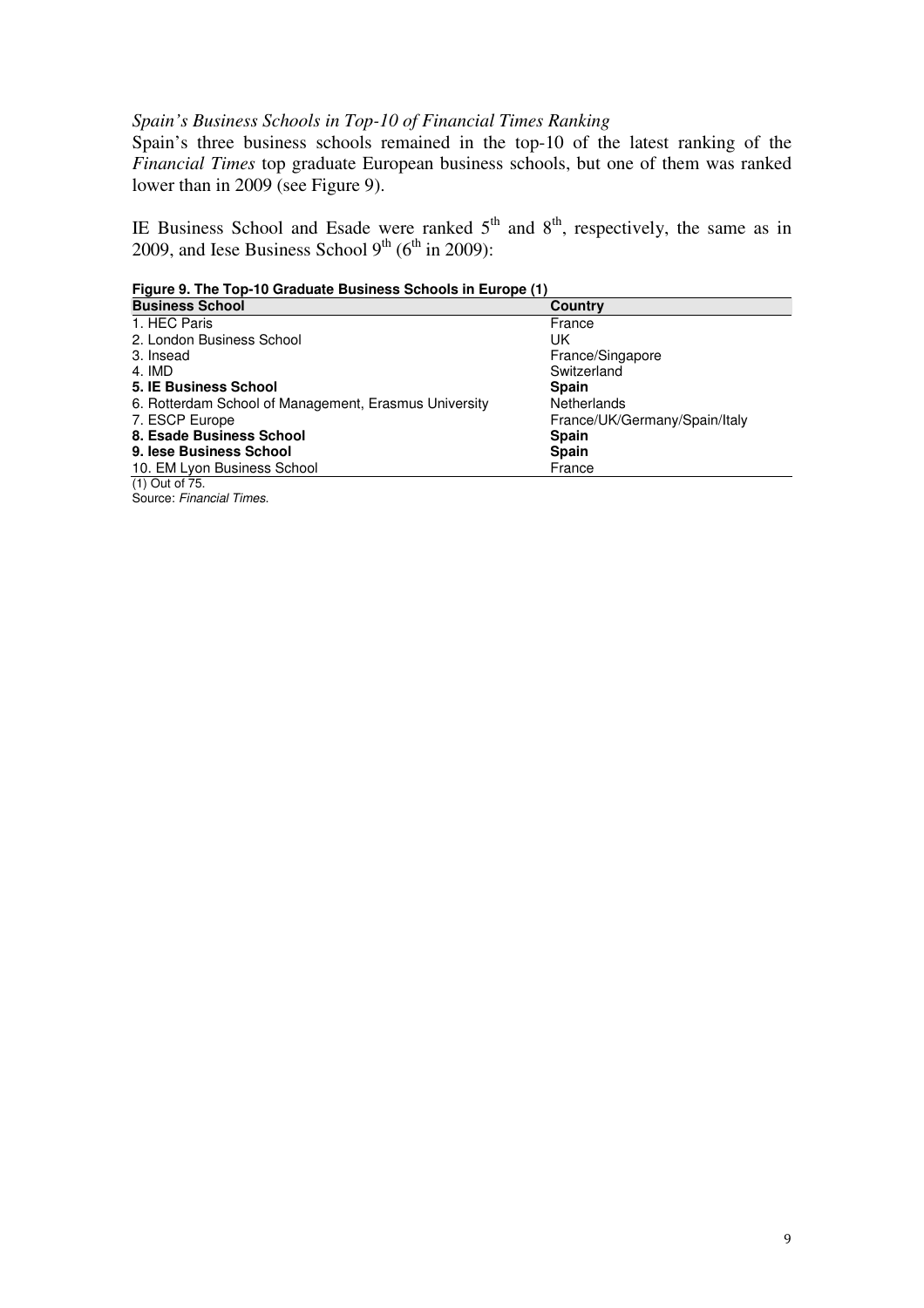*Spain's Business Schools in Top-10 of Financial Times Ranking*

Spain's three business schools remained in the top-10 of the latest ranking of the *Financial Times* top graduate European business schools, but one of them was ranked lower than in 2009 (see Figure 9).

IE Business School and Esade were ranked $5^{th}$ and $8^{th}$, respectively, the same as in 2009, and Iese Business School $9^{th}$ ($6^{th}$ in 2009):

**Figure 9. The Top-10 Graduate Business Schools in Europe (1)**

| Business School | Country |
|---|---|
| 1. HEC Paris | France |
| 2. London Business School | UK |
| 3. Insead | France/Singapore |
| 4. IMD | Switzerland |
| **5. IE Business School** | **Spain** |
| 6. Rotterdam School of Management, Erasmus University | Netherlands |
| 7. ESCP Europe | France/UK/Germany/Spain/Italy |
| **8. Esade Business School** | **Spain** |
| **9. Iese Business School** | **Spain** |
| 10. EM Lyon Business School | France |

(1) Out of 75.

Source: *Financial Times.*